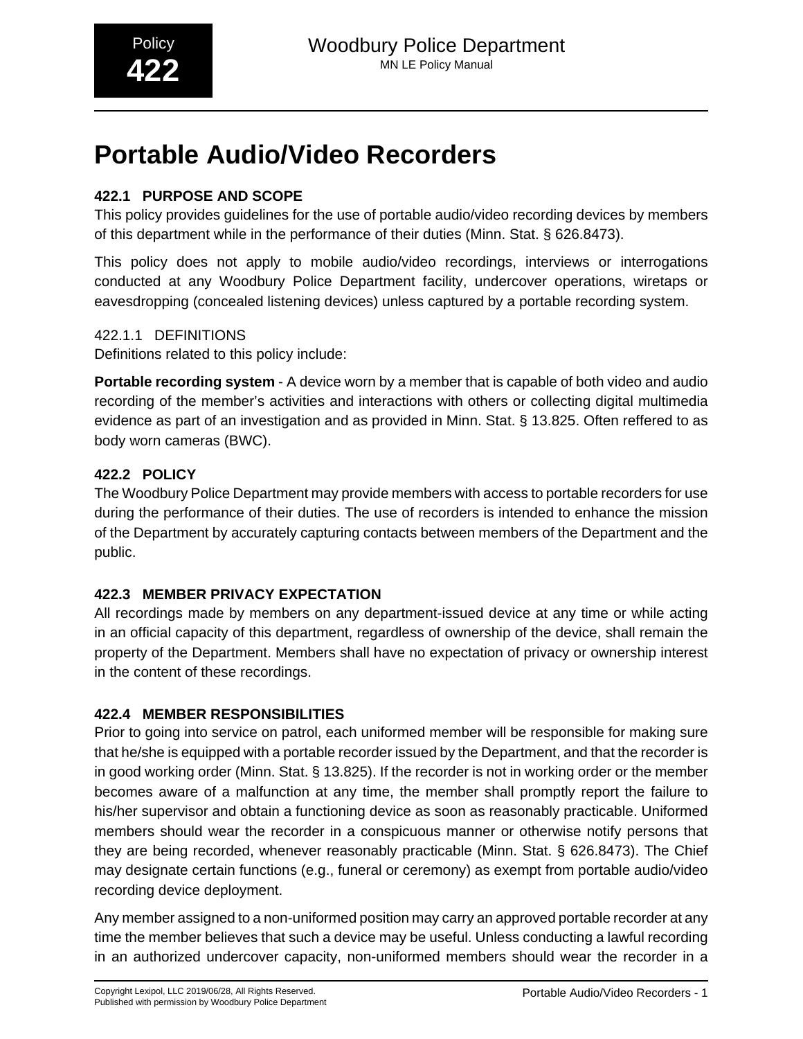# Portable Audio/Video Recorders

## 422.1 PURPOSE AND SCOPE

This policy provides guidelines for the use of portable audio/video recording devices by members of this department while in the performance of their duties (Minn. Stat. § 626.8473).

This policy does not apply to mobile audio/video recordings, interviews or interrogations conducted at any Woodbury Police Department facility, undercover operations, wiretaps or eavesdropping (concealed listening devices) unless captured by a portable recording system.

### 422.1.1 DEFINITIONS

Definitions related to this policy include:

**Portable recording system** - A device worn by a member that is capable of both video and audio recording of the member's activities and interactions with others or collecting digital multimedia evidence as part of an investigation and as provided in Minn. Stat. § 13.825. Often reffered to as body worn cameras (BWC).

## 422.2 POLICY

The Woodbury Police Department may provide members with access to portable recorders for use during the performance of their duties. The use of recorders is intended to enhance the mission of the Department by accurately capturing contacts between members of the Department and the public.

## 422.3 MEMBER PRIVACY EXPECTATION

All recordings made by members on any department-issued device at any time or while acting in an official capacity of this department, regardless of ownership of the device, shall remain the property of the Department. Members shall have no expectation of privacy or ownership interest in the content of these recordings.

## 422.4 MEMBER RESPONSIBILITIES

Prior to going into service on patrol, each uniformed member will be responsible for making sure that he/she is equipped with a portable recorder issued by the Department, and that the recorder is in good working order (Minn. Stat. § 13.825). If the recorder is not in working order or the member becomes aware of a malfunction at any time, the member shall promptly report the failure to his/her supervisor and obtain a functioning device as soon as reasonably practicable. Uniformed members should wear the recorder in a conspicuous manner or otherwise notify persons that they are being recorded, whenever reasonably practicable (Minn. Stat. § 626.8473). The Chief may designate certain functions (e.g., funeral or ceremony) as exempt from portable audio/video recording device deployment.

Any member assigned to a non-uniformed position may carry an approved portable recorder at any time the member believes that such a device may be useful. Unless conducting a lawful recording in an authorized undercover capacity, non-uniformed members should wear the recorder in a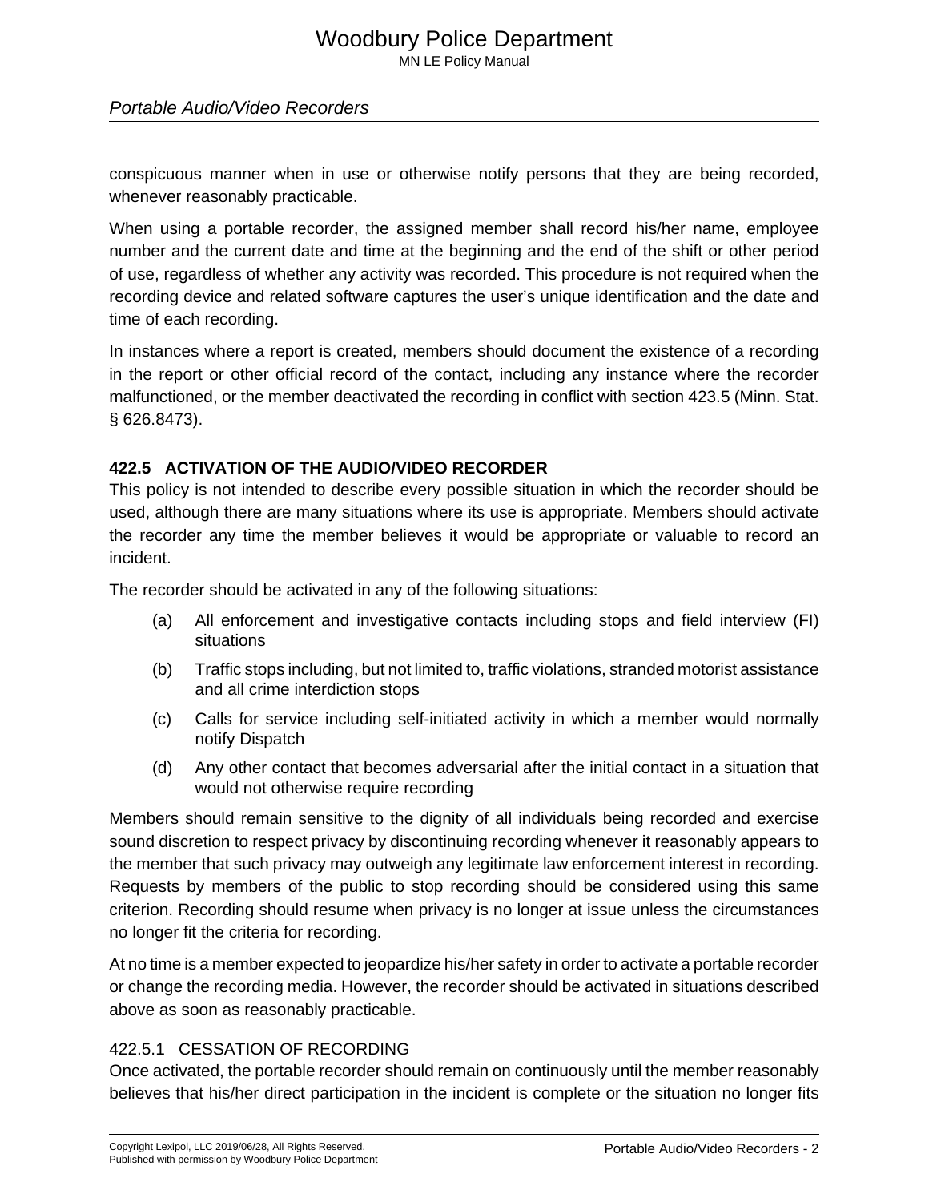conspicuous manner when in use or otherwise notify persons that they are being recorded, whenever reasonably practicable.

When using a portable recorder, the assigned member shall record his/her name, employee number and the current date and time at the beginning and the end of the shift or other period of use, regardless of whether any activity was recorded. This procedure is not required when the recording device and related software captures the user's unique identification and the date and time of each recording.

In instances where a report is created, members should document the existence of a recording in the report or other official record of the contact, including any instance where the recorder malfunctioned, or the member deactivated the recording in conflict with section 423.5 (Minn. Stat. § 626.8473).

## 422.5 ACTIVATION OF THE AUDIO/VIDEO RECORDER

This policy is not intended to describe every possible situation in which the recorder should be used, although there are many situations where its use is appropriate. Members should activate the recorder any time the member believes it would be appropriate or valuable to record an incident.

The recorder should be activated in any of the following situations:

(a) All enforcement and investigative contacts including stops and field interview (FI) situations

(b) Traffic stops including, but not limited to, traffic violations, stranded motorist assistance and all crime interdiction stops

(c) Calls for service including self-initiated activity in which a member would normally notify Dispatch

(d) Any other contact that becomes adversarial after the initial contact in a situation that would not otherwise require recording

Members should remain sensitive to the dignity of all individuals being recorded and exercise sound discretion to respect privacy by discontinuing recording whenever it reasonably appears to the member that such privacy may outweigh any legitimate law enforcement interest in recording. Requests by members of the public to stop recording should be considered using this same criterion. Recording should resume when privacy is no longer at issue unless the circumstances no longer fit the criteria for recording.

At no time is a member expected to jeopardize his/her safety in order to activate a portable recorder or change the recording media. However, the recorder should be activated in situations described above as soon as reasonably practicable.

### 422.5.1 CESSATION OF RECORDING

Once activated, the portable recorder should remain on continuously until the member reasonably believes that his/her direct participation in the incident is complete or the situation no longer fits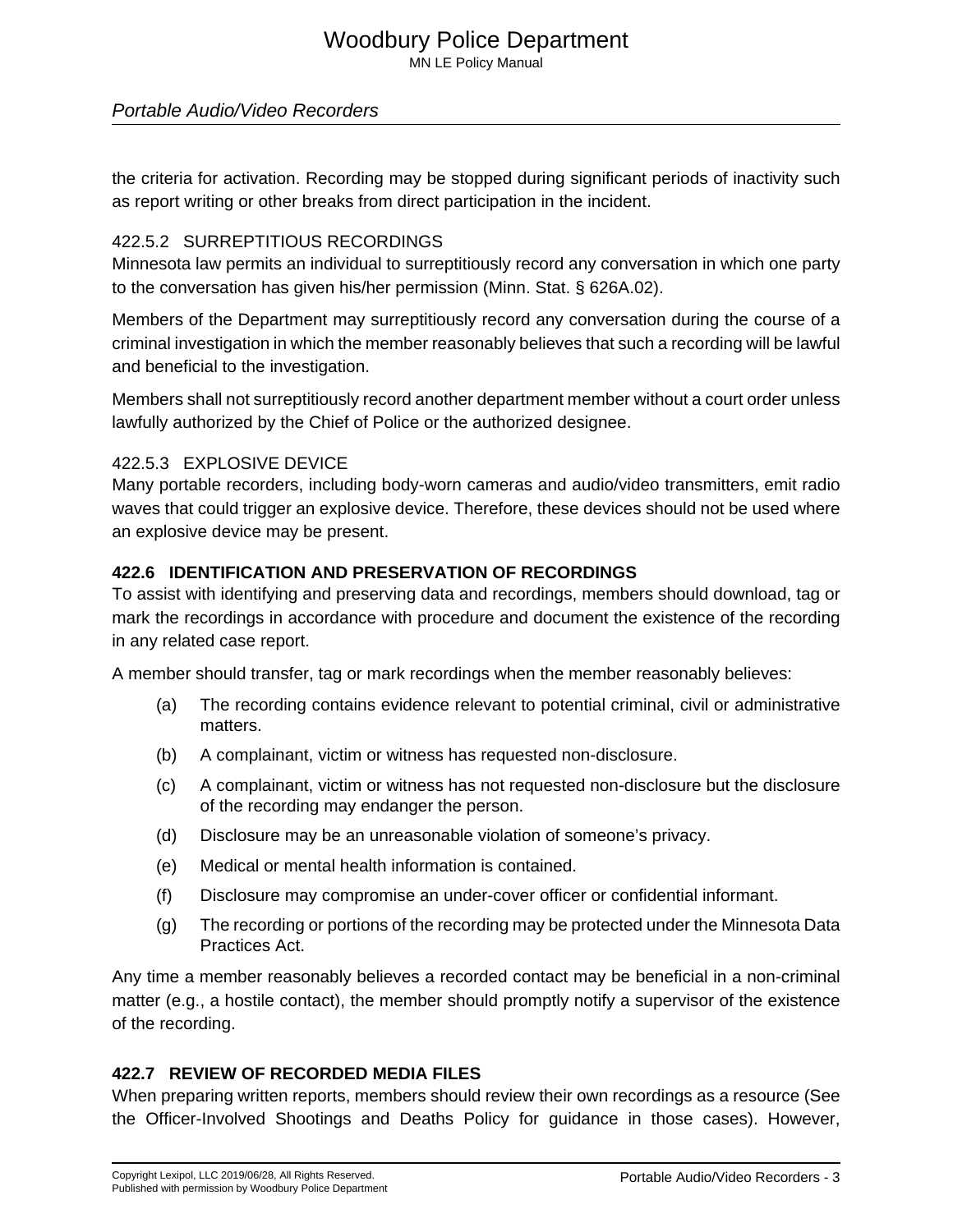the criteria for activation. Recording may be stopped during significant periods of inactivity such as report writing or other breaks from direct participation in the incident.

### 422.5.2 SURREPTITIOUS RECORDINGS

Minnesota law permits an individual to surreptitiously record any conversation in which one party to the conversation has given his/her permission (Minn. Stat. § 626A.02).

Members of the Department may surreptitiously record any conversation during the course of a criminal investigation in which the member reasonably believes that such a recording will be lawful and beneficial to the investigation.

Members shall not surreptitiously record another department member without a court order unless lawfully authorized by the Chief of Police or the authorized designee.

### 422.5.3 EXPLOSIVE DEVICE

Many portable recorders, including body-worn cameras and audio/video transmitters, emit radio waves that could trigger an explosive device. Therefore, these devices should not be used where an explosive device may be present.

## 422.6 IDENTIFICATION AND PRESERVATION OF RECORDINGS

To assist with identifying and preserving data and recordings, members should download, tag or mark the recordings in accordance with procedure and document the existence of the recording in any related case report.

A member should transfer, tag or mark recordings when the member reasonably believes:

(a) The recording contains evidence relevant to potential criminal, civil or administrative matters.

(b) A complainant, victim or witness has requested non-disclosure.

(c) A complainant, victim or witness has not requested non-disclosure but the disclosure of the recording may endanger the person.

(d) Disclosure may be an unreasonable violation of someone's privacy.

(e) Medical or mental health information is contained.

(f) Disclosure may compromise an under-cover officer or confidential informant.

(g) The recording or portions of the recording may be protected under the Minnesota Data Practices Act.

Any time a member reasonably believes a recorded contact may be beneficial in a non-criminal matter (e.g., a hostile contact), the member should promptly notify a supervisor of the existence of the recording.

## 422.7 REVIEW OF RECORDED MEDIA FILES

When preparing written reports, members should review their own recordings as a resource (See the Officer-Involved Shootings and Deaths Policy for guidance in those cases). However,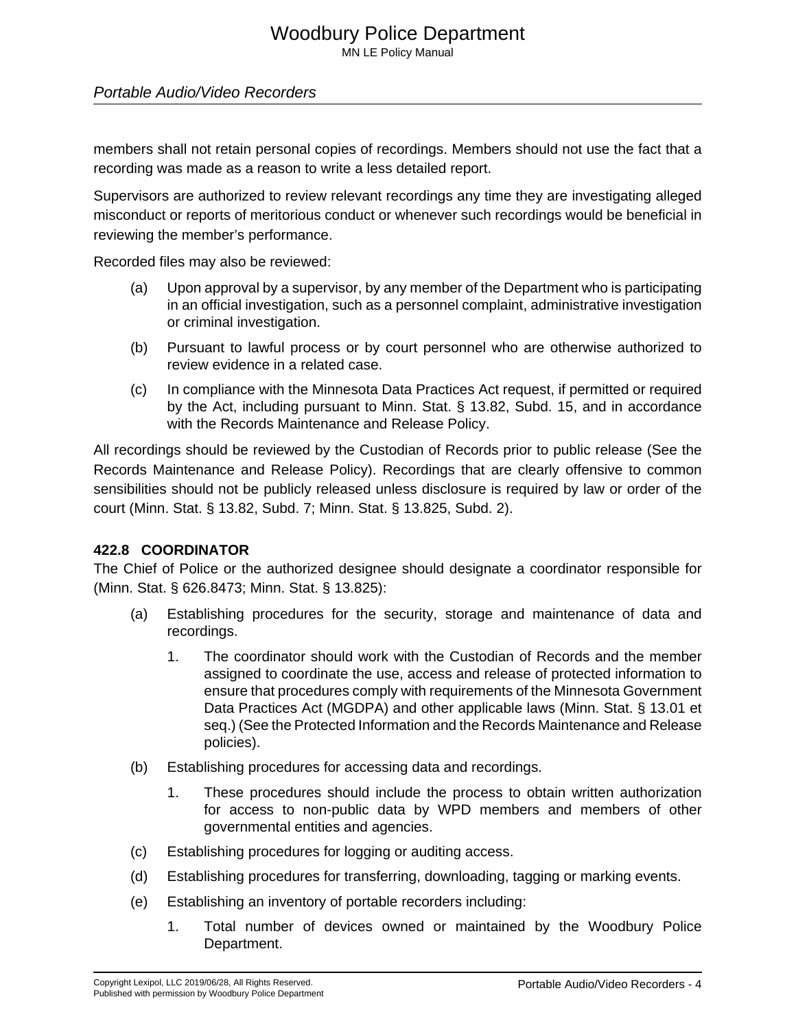members shall not retain personal copies of recordings. Members should not use the fact that a recording was made as a reason to write a less detailed report.

Supervisors are authorized to review relevant recordings any time they are investigating alleged misconduct or reports of meritorious conduct or whenever such recordings would be beneficial in reviewing the member's performance.

Recorded files may also be reviewed:

(a) Upon approval by a supervisor, by any member of the Department who is participating in an official investigation, such as a personnel complaint, administrative investigation or criminal investigation.

(b) Pursuant to lawful process or by court personnel who are otherwise authorized to review evidence in a related case.

(c) In compliance with the Minnesota Data Practices Act request, if permitted or required by the Act, including pursuant to Minn. Stat. § 13.82, Subd. 15, and in accordance with the Records Maintenance and Release Policy.

All recordings should be reviewed by the Custodian of Records prior to public release (See the Records Maintenance and Release Policy). Recordings that are clearly offensive to common sensibilities should not be publicly released unless disclosure is required by law or order of the court (Minn. Stat. § 13.82, Subd. 7; Minn. Stat. § 13.825, Subd. 2).

### 422.8 COORDINATOR

The Chief of Police or the authorized designee should designate a coordinator responsible for (Minn. Stat. § 626.8473; Minn. Stat. § 13.825):

(a) Establishing procedures for the security, storage and maintenance of data and recordings.

   1. The coordinator should work with the Custodian of Records and the member assigned to coordinate the use, access and release of protected information to ensure that procedures comply with requirements of the Minnesota Government Data Practices Act (MGDPA) and other applicable laws (Minn. Stat. § 13.01 et seq.) (See the Protected Information and the Records Maintenance and Release policies).

(b) Establishing procedures for accessing data and recordings.

   1. These procedures should include the process to obtain written authorization for access to non-public data by WPD members and members of other governmental entities and agencies.

(c) Establishing procedures for logging or auditing access.

(d) Establishing procedures for transferring, downloading, tagging or marking events.

(e) Establishing an inventory of portable recorders including:

   1. Total number of devices owned or maintained by the Woodbury Police Department.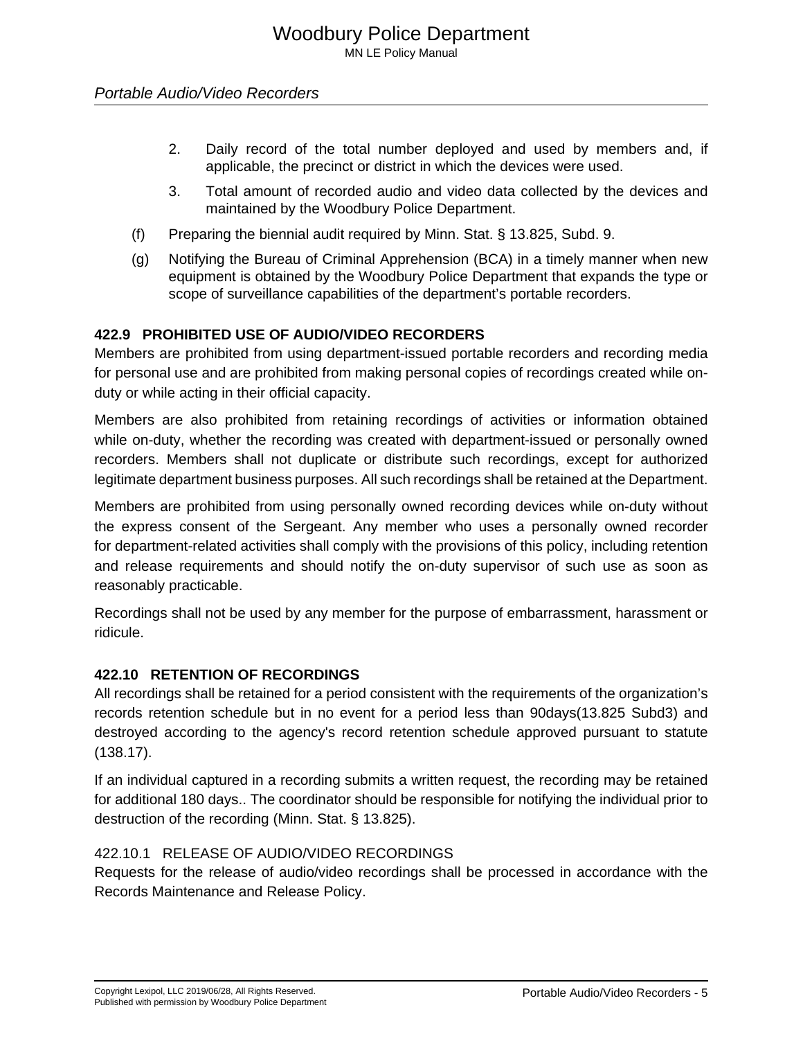2. Daily record of the total number deployed and used by members and, if applicable, the precinct or district in which the devices were used.

3. Total amount of recorded audio and video data collected by the devices and maintained by the Woodbury Police Department.

(f) Preparing the biennial audit required by Minn. Stat. § 13.825, Subd. 9.

(g) Notifying the Bureau of Criminal Apprehension (BCA) in a timely manner when new equipment is obtained by the Woodbury Police Department that expands the type or scope of surveillance capabilities of the department's portable recorders.

## 422.9 PROHIBITED USE OF AUDIO/VIDEO RECORDERS

Members are prohibited from using department-issued portable recorders and recording media for personal use and are prohibited from making personal copies of recordings created while on-duty or while acting in their official capacity.

Members are also prohibited from retaining recordings of activities or information obtained while on-duty, whether the recording was created with department-issued or personally owned recorders. Members shall not duplicate or distribute such recordings, except for authorized legitimate department business purposes. All such recordings shall be retained at the Department.

Members are prohibited from using personally owned recording devices while on-duty without the express consent of the Sergeant. Any member who uses a personally owned recorder for department-related activities shall comply with the provisions of this policy, including retention and release requirements and should notify the on-duty supervisor of such use as soon as reasonably practicable.

Recordings shall not be used by any member for the purpose of embarrassment, harassment or ridicule.

## 422.10 RETENTION OF RECORDINGS

All recordings shall be retained for a period consistent with the requirements of the organization's records retention schedule but in no event for a period less than 90days(13.825 Subd3) and destroyed according to the agency's record retention schedule approved pursuant to statute (138.17).

If an individual captured in a recording submits a written request, the recording may be retained for additional 180 days.. The coordinator should be responsible for notifying the individual prior to destruction of the recording (Minn. Stat. § 13.825).

### 422.10.1 RELEASE OF AUDIO/VIDEO RECORDINGS

Requests for the release of audio/video recordings shall be processed in accordance with the Records Maintenance and Release Policy.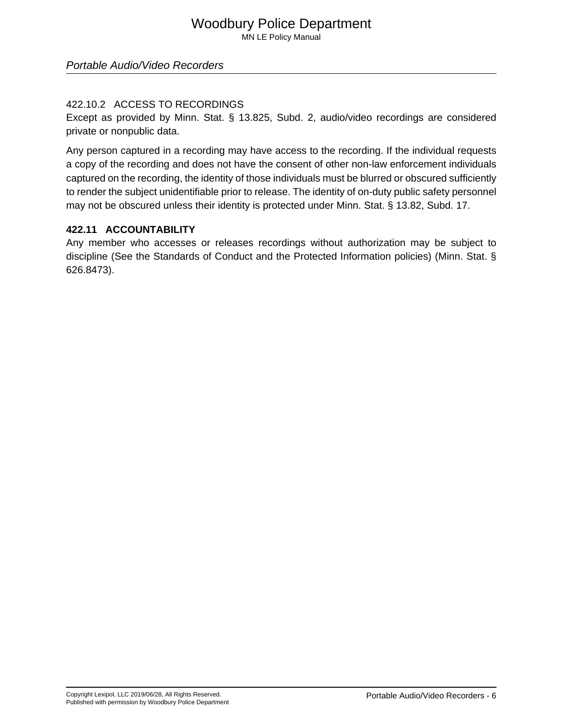#### 422.10.2 ACCESS TO RECORDINGS

Except as provided by Minn. Stat. § 13.825, Subd. 2, audio/video recordings are considered private or nonpublic data.

Any person captured in a recording may have access to the recording. If the individual requests a copy of the recording and does not have the consent of other non-law enforcement individuals captured on the recording, the identity of those individuals must be blurred or obscured sufficiently to render the subject unidentifiable prior to release. The identity of on-duty public safety personnel may not be obscured unless their identity is protected under Minn. Stat. § 13.82, Subd. 17.

### 422.11 ACCOUNTABILITY

Any member who accesses or releases recordings without authorization may be subject to discipline (See the Standards of Conduct and the Protected Information policies) (Minn. Stat. § 626.8473).